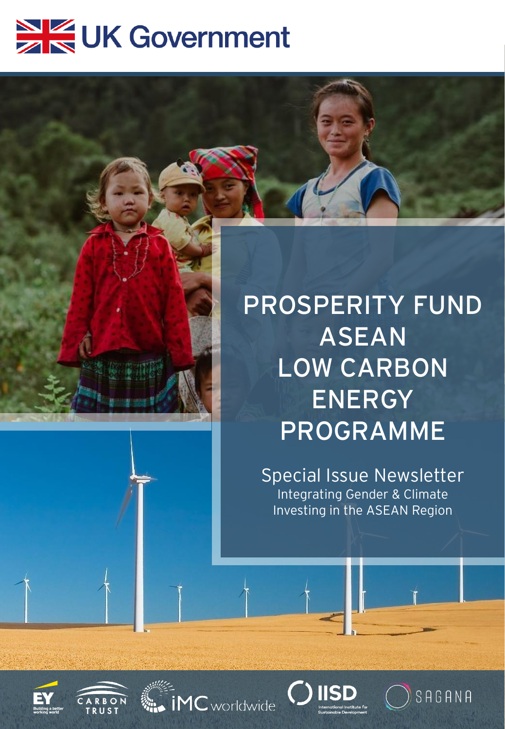UK Government

# PROSPERITY FUND ASEAN LOW CARBON ENERGY PROGRAMME

## Special Issue Newsletter

Integrating Gender & Climate Investing in the ASEAN Region

EY Building a better working world | CARBON TRUST | iMC worldwide | IISD International Institute for Sustainable Development | SAGANA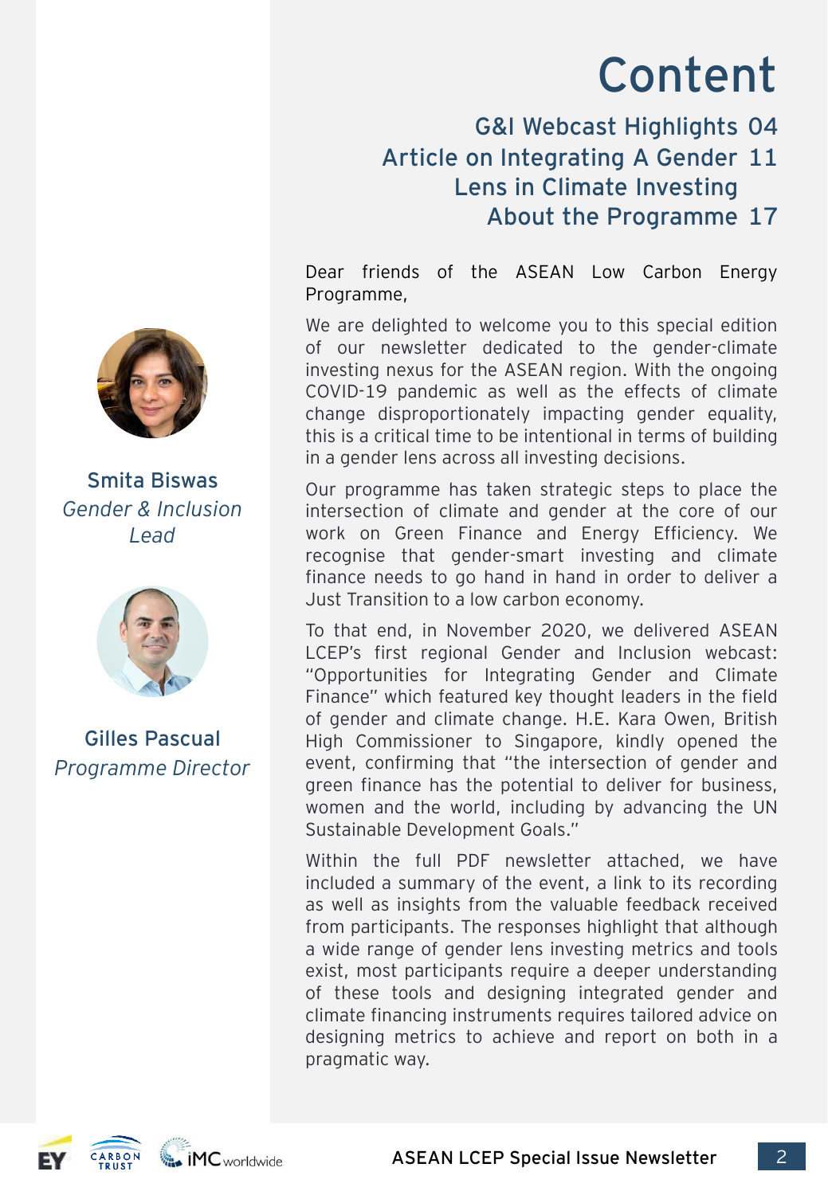# Content

G&I Webcast Highlights 04
Article on Integrating A Gender Lens in Climate Investing 11
About the Programme 17

Dear friends of the ASEAN Low Carbon Energy Programme,

We are delighted to welcome you to this special edition of our newsletter dedicated to the gender-climate investing nexus for the ASEAN region. With the ongoing COVID-19 pandemic as well as the effects of climate change disproportionately impacting gender equality, this is a critical time to be intentional in terms of building in a gender lens across all investing decisions.

Our programme has taken strategic steps to place the intersection of climate and gender at the core of our work on Green Finance and Energy Efficiency. We recognise that gender-smart investing and climate finance needs to go hand in hand in order to deliver a Just Transition to a low carbon economy.

To that end, in November 2020, we delivered ASEAN LCEP's first regional Gender and Inclusion webcast: "Opportunities for Integrating Gender and Climate Finance" which featured key thought leaders in the field of gender and climate change. H.E. Kara Owen, British High Commissioner to Singapore, kindly opened the event, confirming that "the intersection of gender and green finance has the potential to deliver for business, women and the world, including by advancing the UN Sustainable Development Goals."

Within the full PDF newsletter attached, we have included a summary of the event, a link to its recording as well as insights from the valuable feedback received from participants. The responses highlight that although a wide range of gender lens investing metrics and tools exist, most participants require a deeper understanding of these tools and designing integrated gender and climate financing instruments requires tailored advice on designing metrics to achieve and report on both in a pragmatic way.

**Smita Biswas**
*Gender & Inclusion Lead*

**Gilles Pascual**
*Programme Director*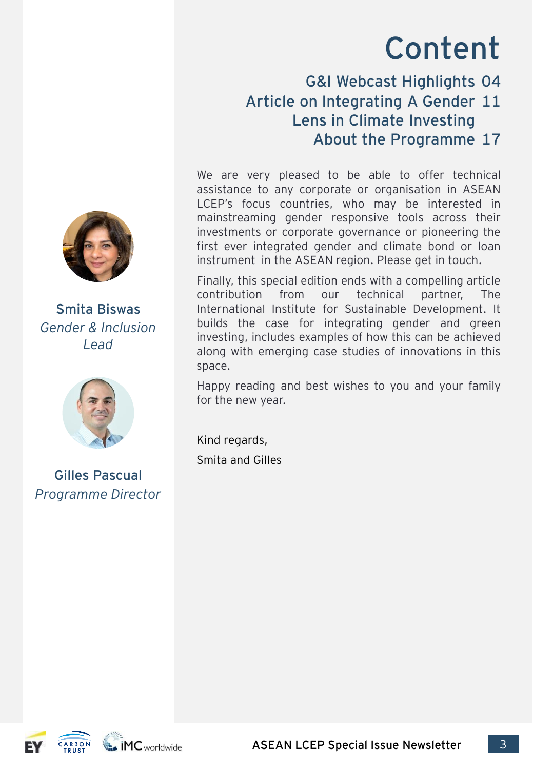# Content

G&I Webcast Highlights 04
Article on Integrating A Gender Lens in Climate Investing 11
About the Programme 17

We are very pleased to be able to offer technical assistance to any corporate or organisation in ASEAN LCEP's focus countries, who may be interested in mainstreaming gender responsive tools across their investments or corporate governance or pioneering the first ever integrated gender and climate bond or loan instrument in the ASEAN region. Please get in touch.

Finally, this special edition ends with a compelling article contribution from our technical partner, The International Institute for Sustainable Development. It builds the case for integrating gender and green investing, includes examples of how this can be achieved along with emerging case studies of innovations in this space.

Happy reading and best wishes to you and your family for the new year.

Kind regards,

Smita and Gilles

**Smita Biswas**
*Gender & Inclusion Lead*

**Gilles Pascual**
*Programme Director*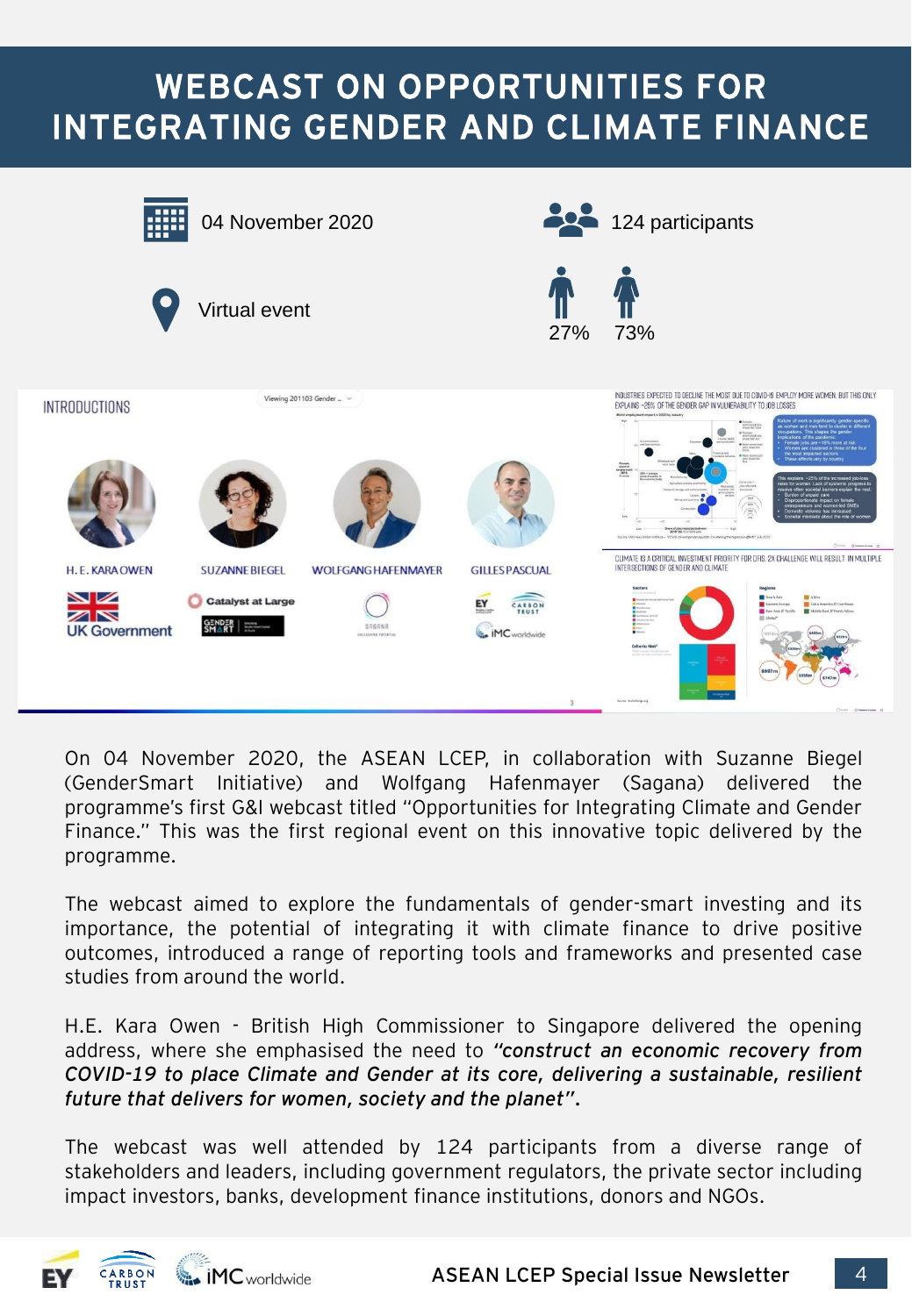# WEBCAST ON OPPORTUNITIES FOR INTEGRATING GENDER AND CLIMATE FINANCE

04 November 2020

Virtual event

124 participants

27% 73%

On 04 November 2020, the ASEAN LCEP, in collaboration with Suzanne Biegel (GenderSmart Initiative) and Wolfgang Hafenmayer (Sagana) delivered the programme's first G&I webcast titled "Opportunities for Integrating Climate and Gender Finance." This was the first regional event on this innovative topic delivered by the programme.

The webcast aimed to explore the fundamentals of gender-smart investing and its importance, the potential of integrating it with climate finance to drive positive outcomes, introduced a range of reporting tools and frameworks and presented case studies from around the world.

H.E. Kara Owen - British High Commissioner to Singapore delivered the opening address, where she emphasised the need to ***"construct an economic recovery from COVID-19 to place Climate and Gender at its core, delivering a sustainable, resilient future that delivers for women, society and the planet".***

The webcast was well attended by 124 participants from a diverse range of stakeholders and leaders, including government regulators, the private sector including impact investors, banks, development finance institutions, donors and NGOs.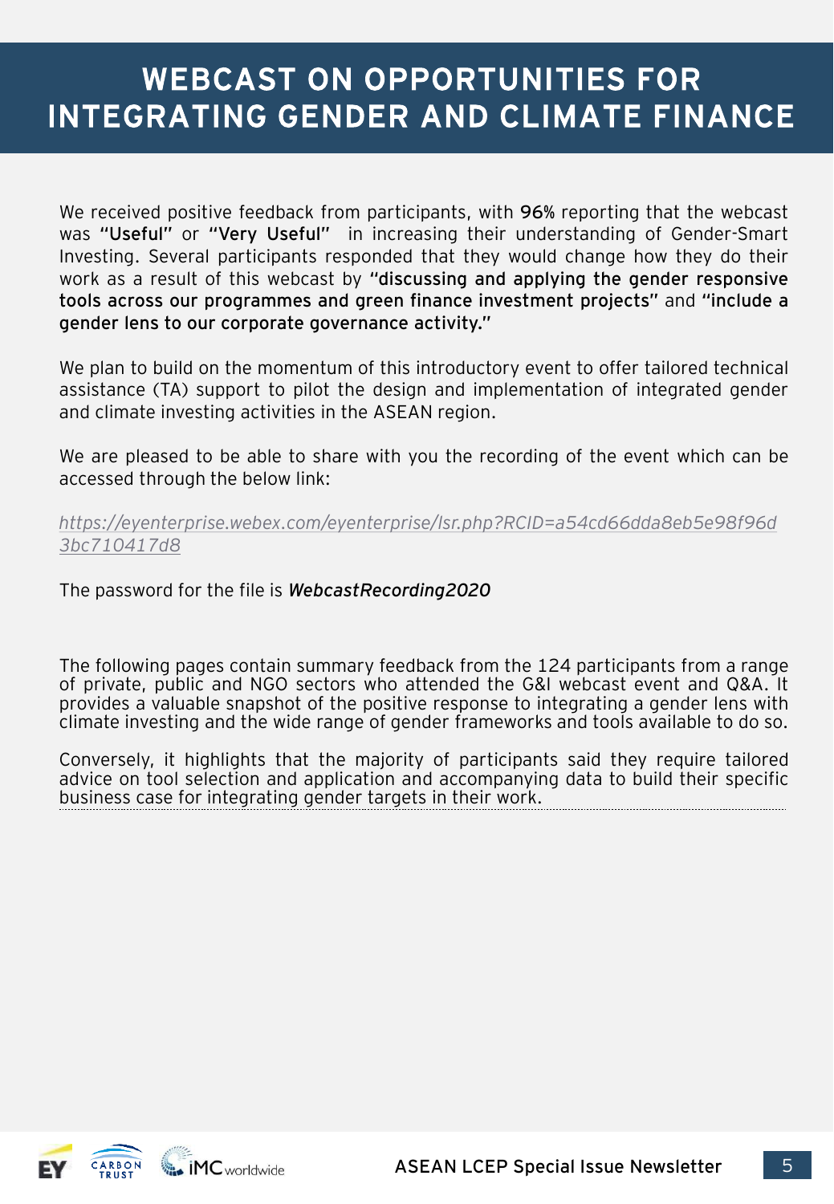# WEBCAST ON OPPORTUNITIES FOR INTEGRATING GENDER AND CLIMATE FINANCE

We received positive feedback from participants, with **96%** reporting that the webcast was **"Useful"** or **"Very Useful"** in increasing their understanding of Gender-Smart Investing. Several participants responded that they would change how they do their work as a result of this webcast by **"discussing and applying the gender responsive tools across our programmes and green finance investment projects"** and **"include a gender lens to our corporate governance activity."**

We plan to build on the momentum of this introductory event to offer tailored technical assistance (TA) support to pilot the design and implementation of integrated gender and climate investing activities in the ASEAN region.

We are pleased to be able to share with you the recording of the event which can be accessed through the below link:

*https://eyenterprise.webex.com/eyenterprise/lsr.php?RCID=a54cd66dda8eb5e98f96d3bc710417d8*

The password for the file is ***WebcastRecording2020***

The following pages contain summary feedback from the 124 participants from a range of private, public and NGO sectors who attended the G&I webcast event and Q&A. It provides a valuable snapshot of the positive response to integrating a gender lens with climate investing and the wide range of gender frameworks and tools available to do so.

Conversely, it highlights that the majority of participants said they require tailored advice on tool selection and application and accompanying data to build their specific business case for integrating gender targets in their work.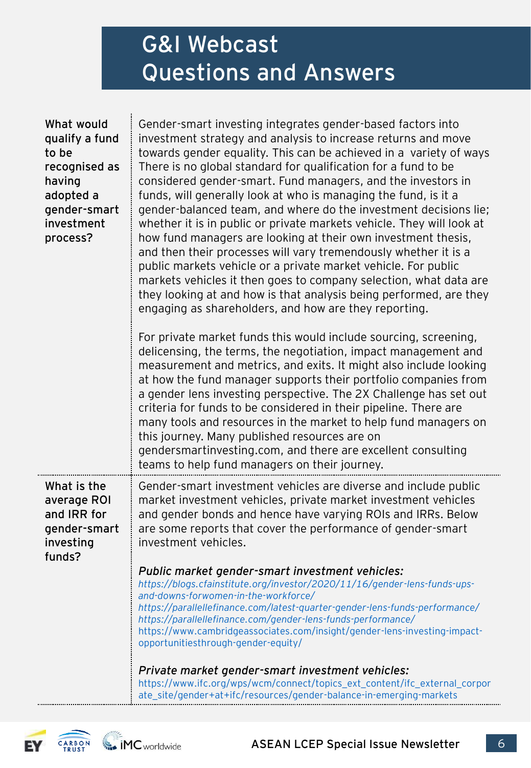# G&I Webcast Questions and Answers

| | |
|---|---|
| **What would qualify a fund to be recognised as having adopted a gender-smart investment process?** | Gender-smart investing integrates gender-based factors into investment strategy and analysis to increase returns and move towards gender equality. This can be achieved in a variety of ways There is no global standard for qualification for a fund to be considered gender-smart. Fund managers, and the investors in funds, will generally look at who is managing the fund, is it a gender-balanced team, and where do the investment decisions lie; whether it is in public or private markets vehicle. They will look at how fund managers are looking at their own investment thesis, and then their processes will vary tremendously whether it is a public markets vehicle or a private market vehicle. For public markets vehicles it then goes to company selection, what data are they looking at and how is that analysis being performed, are they engaging as shareholders, and how are they reporting.<br><br>For private market funds this would include sourcing, screening, delicensing, the terms, the negotiation, impact management and measurement and metrics, and exits. It might also include looking at how the fund manager supports their portfolio companies from a gender lens investing perspective. The 2X Challenge has set out criteria for funds to be considered in their pipeline. There are many tools and resources in the market to help fund managers on this journey. Many published resources are on gendersmartinvesting.com, and there are excellent consulting teams to help fund managers on their journey. |
| **What is the average ROI and IRR for gender-smart investing funds?** | Gender-smart investment vehicles are diverse and include public market investment vehicles, private market investment vehicles and gender bonds and hence have varying ROIs and IRRs. Below are some reports that cover the performance of gender-smart investment vehicles.<br><br>***Public market gender-smart investment vehicles:***<br>*https://blogs.cfainstitute.org/investor/2020/11/16/gender-lens-funds-ups-and-downs-forwomen-in-the-workforce/*<br>*https://parallellefinance.com/latest-quarter-gender-lens-funds-performance/*<br>*https://parallellefinance.com/gender-lens-funds-performance/*<br>https://www.cambridgeassociates.com/insight/gender-lens-investing-impact-opportunitiesthrough-gender-equity/<br><br>***Private market gender-smart investment vehicles:***<br>https://www.ifc.org/wps/wcm/connect/topics_ext_content/ifc_external_corporate_site/gender+at+ifc/resources/gender-balance-in-emerging-markets |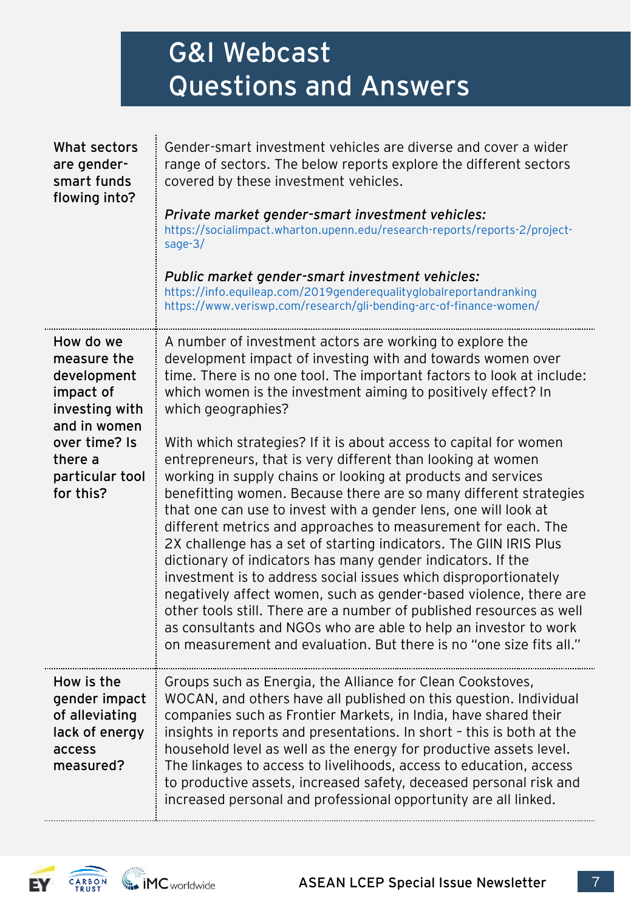# G&I Webcast Questions and Answers

**What sectors are gender-smart funds flowing into?**

Gender-smart investment vehicles are diverse and cover a wider range of sectors. The below reports explore the different sectors covered by these investment vehicles.

*Private market gender-smart investment vehicles:*
https://socialimpact.wharton.upenn.edu/research-reports/reports-2/project-sage-3/

*Public market gender-smart investment vehicles:*
https://info.equileap.com/2019genderequalityglobalreportandranking
https://www.veriswp.com/research/gli-bending-arc-of-finance-women/

**How do we measure the development impact of investing with and in women over time? Is there a particular tool for this?**

A number of investment actors are working to explore the development impact of investing with and towards women over time. There is no one tool. The important factors to look at include: which women is the investment aiming to positively effect? In which geographies?

With which strategies? If it is about access to capital for women entrepreneurs, that is very different than looking at women working in supply chains or looking at products and services benefitting women. Because there are so many different strategies that one can use to invest with a gender lens, one will look at different metrics and approaches to measurement for each. The 2X challenge has a set of starting indicators. The GIIN IRIS Plus dictionary of indicators has many gender indicators. If the investment is to address social issues which disproportionately negatively affect women, such as gender-based violence, there are other tools still. There are a number of published resources as well as consultants and NGOs who are able to help an investor to work on measurement and evaluation. But there is no "one size fits all."

**How is the gender impact of alleviating lack of energy access measured?**

Groups such as Energia, the Alliance for Clean Cookstoves, WOCAN, and others have all published on this question. Individual companies such as Frontier Markets, in India, have shared their insights in reports and presentations. In short – this is both at the household level as well as the energy for productive assets level. The linkages to access to livelihoods, access to education, access to productive assets, increased safety, deceased personal risk and increased personal and professional opportunity are all linked.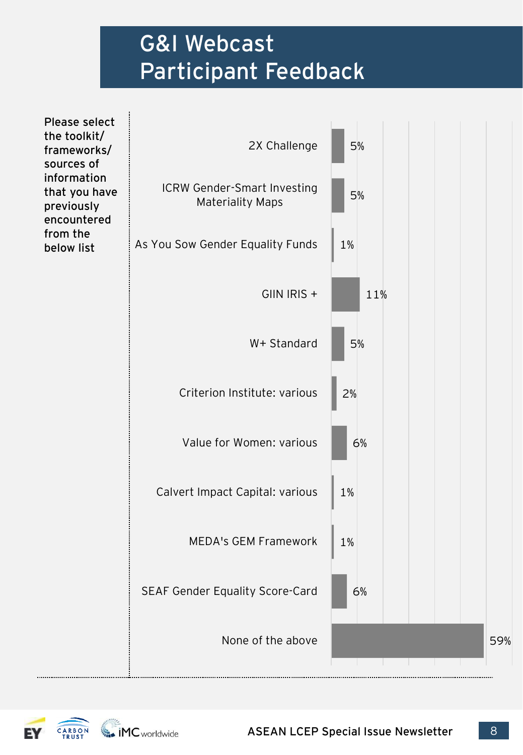# G&I Webcast Participant Feedback

**Please select the toolkit/ frameworks/ sources of information that you have previously encountered from the below list**

| Toolkit/framework/source | % |
|---|---|
| 2X Challenge | 5% |
| ICRW Gender-Smart Investing Materiality Maps | 5% |
| As You Sow Gender Equality Funds | 1% |
| GIIN IRIS + | 11% |
| W+ Standard | 5% |
| Criterion Institute: various | 2% |
| Value for Women: various | 6% |
| Calvert Impact Capital: various | 1% |
| MEDA's GEM Framework | 1% |
| SEAF Gender Equality Score-Card | 6% |
| None of the above | 59% |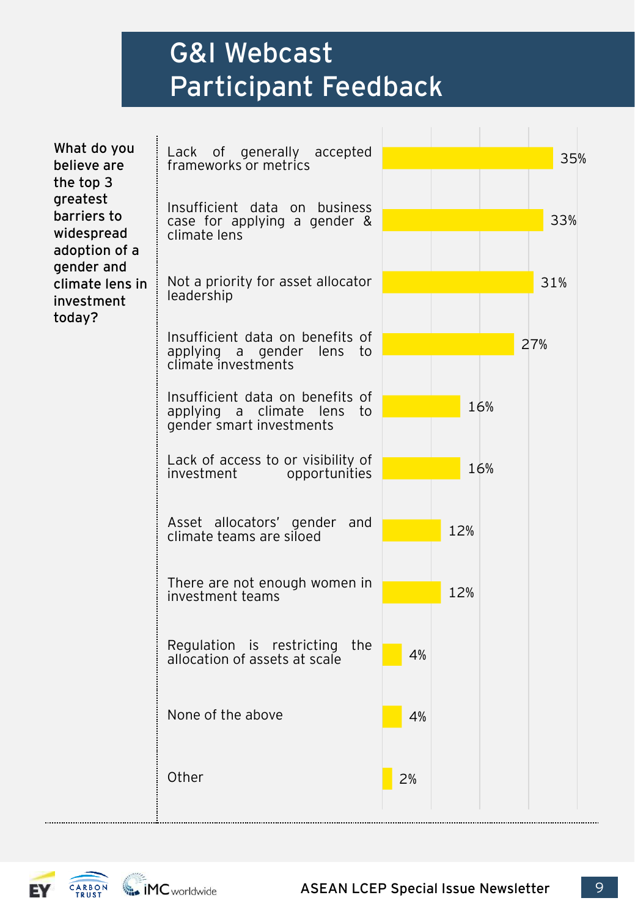# G&I Webcast Participant Feedback

**What do you believe are the top 3 greatest barriers to widespread adoption of a gender and climate lens in investment today?**

| Barrier | Share |
|---|---|
| Lack of generally accepted frameworks or metrics | 35% |
| Insufficient data on business case for applying a gender & climate lens | 33% |
| Not a priority for asset allocator leadership | 31% |
| Insufficient data on benefits of applying a gender lens to climate investments | 27% |
| Insufficient data on benefits of applying a climate lens to gender smart investments | 16% |
| Lack of access to or visibility of investment opportunities | 16% |
| Asset allocators' gender and climate teams are siloed | 12% |
| There are not enough women in investment teams | 12% |
| Regulation is restricting the allocation of assets at scale | 4% |
| None of the above | 4% |
| Other | 2% |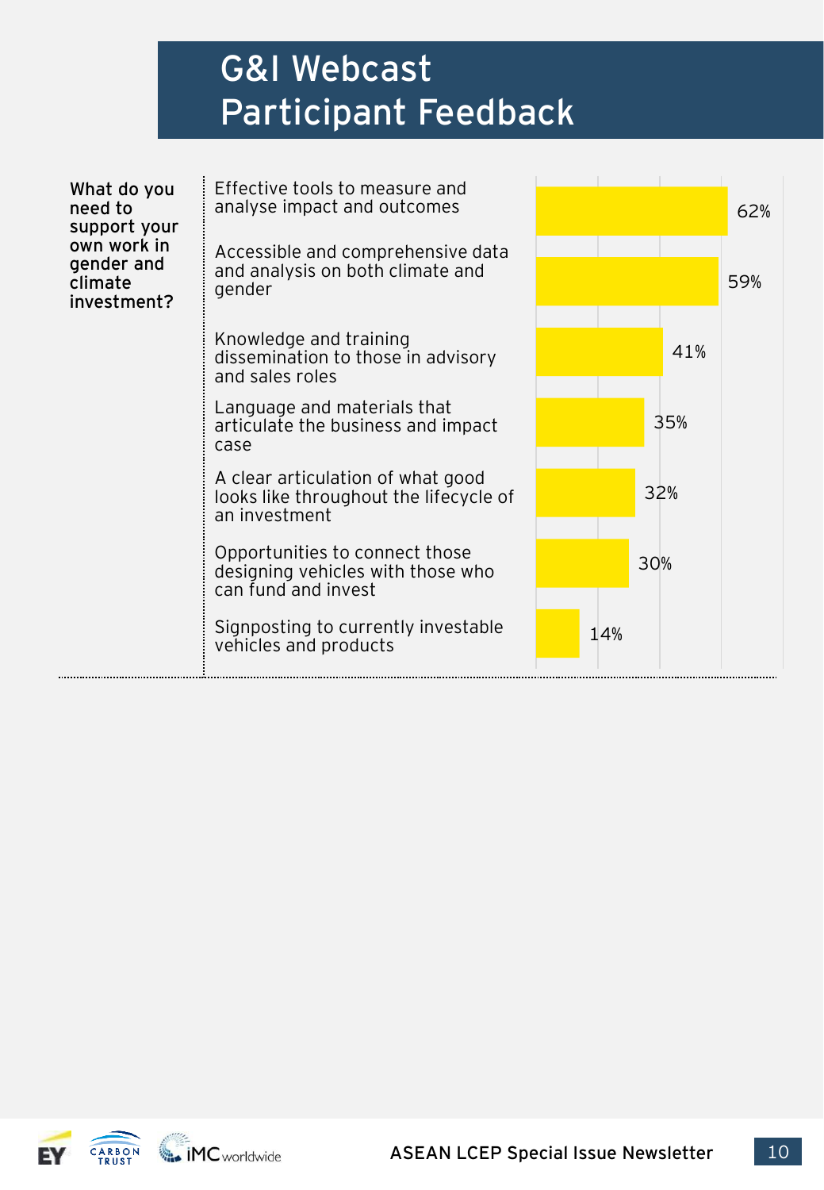# G&I Webcast Participant Feedback

**What do you need to support your own work in gender and climate investment?**

| Response | % |
|---|---|
| Effective tools to measure and analyse impact and outcomes | 62% |
| Accessible and comprehensive data and analysis on both climate and gender | 59% |
| Knowledge and training dissemination to those in advisory and sales roles | 41% |
| Language and materials that articulate the business and impact case | 35% |
| A clear articulation of what good looks like throughout the lifecycle of an investment | 32% |
| Opportunities to connect those designing vehicles with those who can fund and invest | 30% |
| Signposting to currently investable vehicles and products | 14% |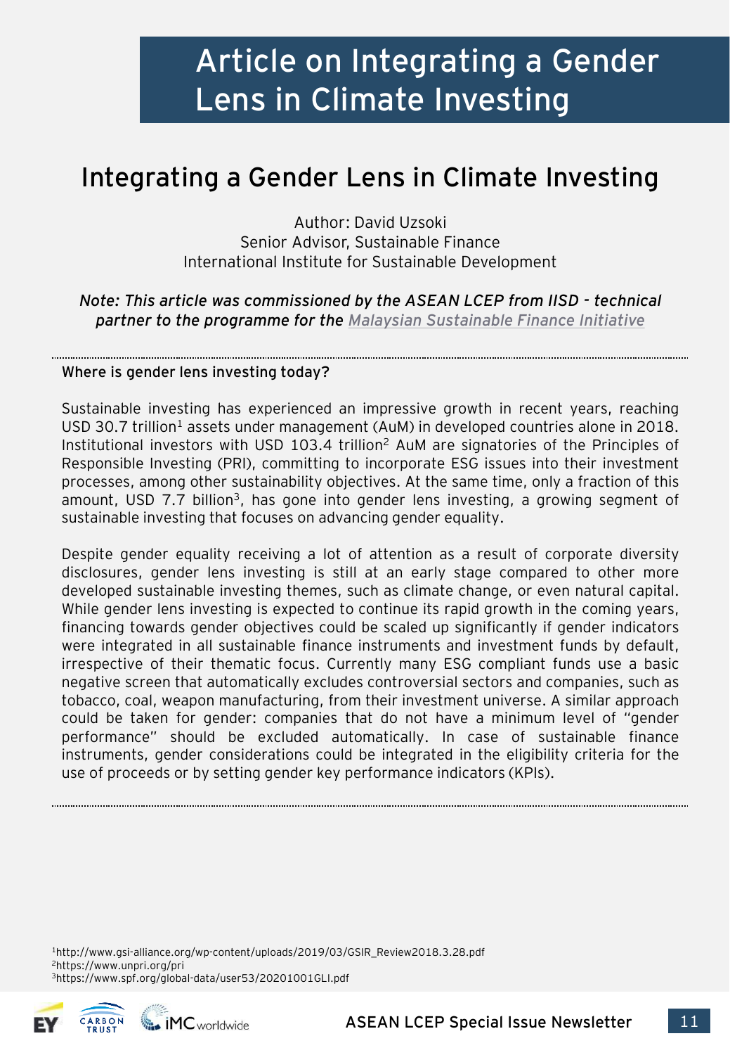# Article on Integrating a Gender Lens in Climate Investing

## Integrating a Gender Lens in Climate Investing

Author: David Uzsoki
Senior Advisor, Sustainable Finance
International Institute for Sustainable Development

*Note: This article was commissioned by the ASEAN LCEP from IISD - technical partner to the programme for the Malaysian Sustainable Finance Initiative*

---

**Where is gender lens investing today?**

Sustainable investing has experienced an impressive growth in recent years, reaching USD 30.7 trillion[1] assets under management (AuM) in developed countries alone in 2018. Institutional investors with USD 103.4 trillion[2] AuM are signatories of the Principles of Responsible Investing (PRI), committing to incorporate ESG issues into their investment processes, among other sustainability objectives. At the same time, only a fraction of this amount, USD 7.7 billion[3], has gone into gender lens investing, a growing segment of sustainable investing that focuses on advancing gender equality.

Despite gender equality receiving a lot of attention as a result of corporate diversity disclosures, gender lens investing is still at an early stage compared to other more developed sustainable investing themes, such as climate change, or even natural capital. While gender lens investing is expected to continue its rapid growth in the coming years, financing towards gender objectives could be scaled up significantly if gender indicators were integrated in all sustainable finance instruments and investment funds by default, irrespective of their thematic focus. Currently many ESG compliant funds use a basic negative screen that automatically excludes controversial sectors and companies, such as tobacco, coal, weapon manufacturing, from their investment universe. A similar approach could be taken for gender: companies that do not have a minimum level of "gender performance" should be excluded automatically. In case of sustainable finance instruments, gender considerations could be integrated in the eligibility criteria for the use of proceeds or by setting gender key performance indicators (KPIs).

---

[1] http://www.gsi-alliance.org/wp-content/uploads/2019/03/GSIR_Review2018.3.28.pdf
[2] https://www.unpri.org/pri
[3] https://www.spf.org/global-data/user53/20201001GLI.pdf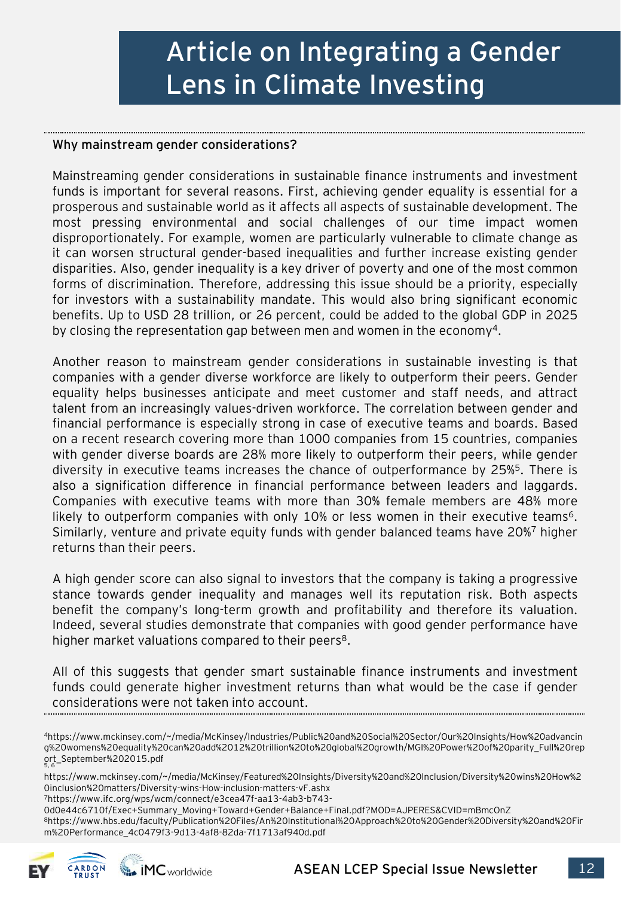# Article on Integrating a Gender Lens in Climate Investing

**Why mainstream gender considerations?**

Mainstreaming gender considerations in sustainable finance instruments and investment funds is important for several reasons. First, achieving gender equality is essential for a prosperous and sustainable world as it affects all aspects of sustainable development. The most pressing environmental and social challenges of our time impact women disproportionately. For example, women are particularly vulnerable to climate change as it can worsen structural gender-based inequalities and further increase existing gender disparities. Also, gender inequality is a key driver of poverty and one of the most common forms of discrimination. Therefore, addressing this issue should be a priority, especially for investors with a sustainability mandate. This would also bring significant economic benefits. Up to USD 28 trillion, or 26 percent, could be added to the global GDP in 2025 by closing the representation gap between men and women in the economy[4].

Another reason to mainstream gender considerations in sustainable investing is that companies with a gender diverse workforce are likely to outperform their peers. Gender equality helps businesses anticipate and meet customer and staff needs, and attract talent from an increasingly values-driven workforce. The correlation between gender and financial performance is especially strong in case of executive teams and boards. Based on a recent research covering more than 1000 companies from 15 countries, companies with gender diverse boards are 28% more likely to outperform their peers, while gender diversity in executive teams increases the chance of outperformance by 25%[5]. There is also a signification difference in financial performance between leaders and laggards. Companies with executive teams with more than 30% female members are 48% more likely to outperform companies with only 10% or less women in their executive teams[6]. Similarly, venture and private equity funds with gender balanced teams have 20%[7] higher returns than their peers.

A high gender score can also signal to investors that the company is taking a progressive stance towards gender inequality and manages well its reputation risk. Both aspects benefit the company's long-term growth and profitability and therefore its valuation. Indeed, several studies demonstrate that companies with good gender performance have higher market valuations compared to their peers[8].

All of this suggests that gender smart sustainable finance instruments and investment funds could generate higher investment returns than what would be the case if gender considerations were not taken into account.

---

[4] https://www.mckinsey.com/~/media/McKinsey/Industries/Public%20and%20Social%20Sector/Our%20Insights/How%20advancing%20womens%20equality%20can%20add%2012%20trillion%20to%20global%20growth/MGI%20Power%20of%20parity_Full%20report_September%202015.pdf

[5, 6] https://www.mckinsey.com/~/media/McKinsey/Featured%20Insights/Diversity%20and%20Inclusion/Diversity%20wins%20How%20inclusion%20matters/Diversity-wins-How-inclusion-matters-vF.ashx

[7] https://www.ifc.org/wps/wcm/connect/e3cea47f-aa13-4ab3-b743-0d0e44c6710f/Exec+Summary_Moving+Toward+Gender+Balance+Final.pdf?MOD=AJPERES&CVID=mBmcOnZ

[8] https://www.hbs.edu/faculty/Publication%20Files/An%20Institutional%20Approach%20to%20Gender%20Diversity%20and%20Firm%20Performance_4c0479f3-9d13-4af8-82da-7f1713af940d.pdf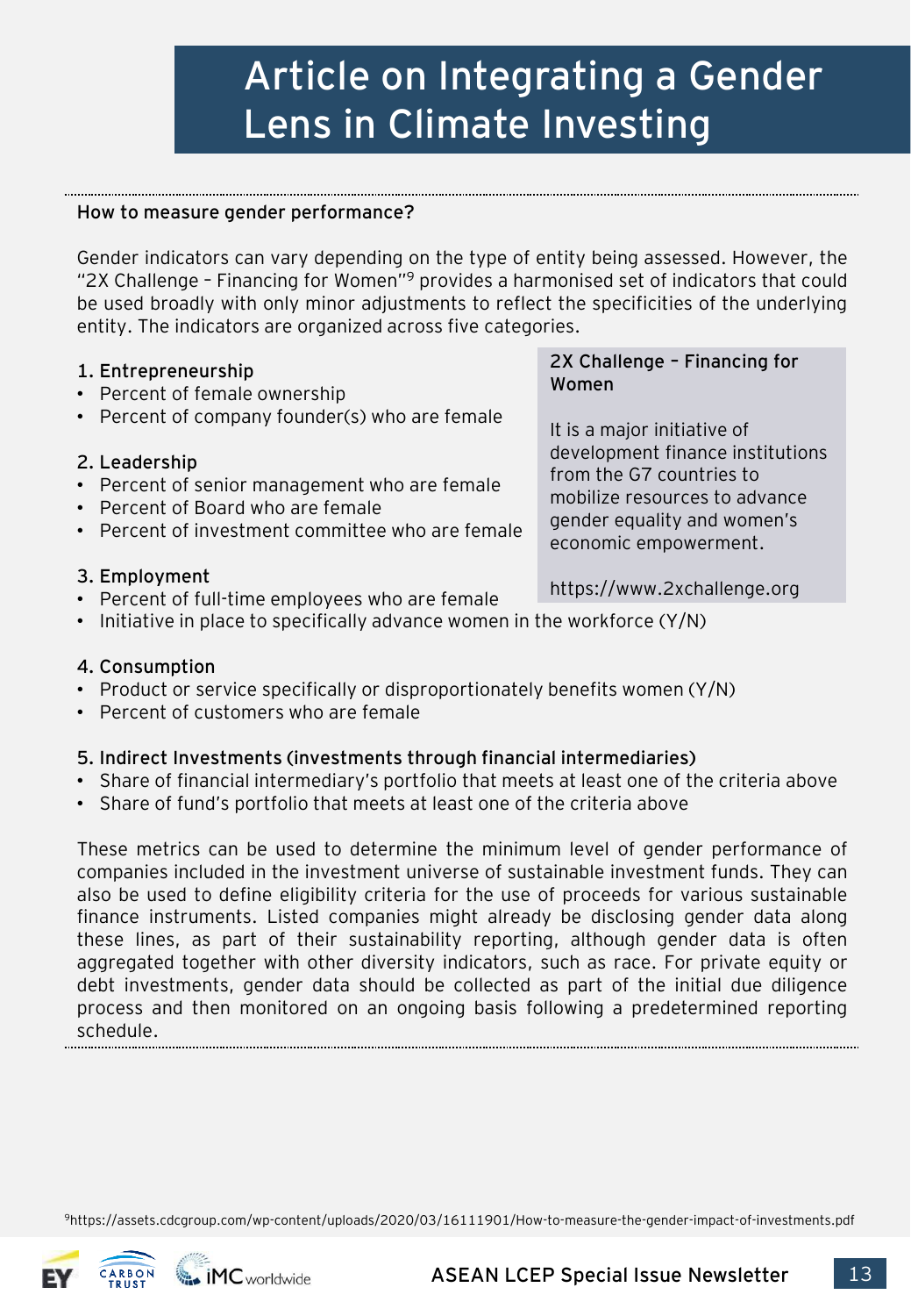# Article on Integrating a Gender Lens in Climate Investing

### How to measure gender performance?

Gender indicators can vary depending on the type of entity being assessed. However, the "2X Challenge – Financing for Women"[9] provides a harmonised set of indicators that could be used broadly with only minor adjustments to reflect the specificities of the underlying entity. The indicators are organized across five categories.

> **2X Challenge – Financing for Women**
>
> It is a major initiative of development finance institutions from the G7 countries to mobilize resources to advance gender equality and women's economic empowerment.
>
> https://www.2xchallenge.org

**1. Entrepreneurship**

- Percent of female ownership
- Percent of company founder(s) who are female

**2. Leadership**

- Percent of senior management who are female
- Percent of Board who are female
- Percent of investment committee who are female

**3. Employment**

- Percent of full-time employees who are female
- Initiative in place to specifically advance women in the workforce (Y/N)

**4. Consumption**

- Product or service specifically or disproportionately benefits women (Y/N)
- Percent of customers who are female

**5. Indirect Investments (investments through financial intermediaries)**

- Share of financial intermediary's portfolio that meets at least one of the criteria above
- Share of fund's portfolio that meets at least one of the criteria above

These metrics can be used to determine the minimum level of gender performance of companies included in the investment universe of sustainable investment funds. They can also be used to define eligibility criteria for the use of proceeds for various sustainable finance instruments. Listed companies might already be disclosing gender data along these lines, as part of their sustainability reporting, although gender data is often aggregated together with other diversity indicators, such as race. For private equity or debt investments, gender data should be collected as part of the initial due diligence process and then monitored on an ongoing basis following a predetermined reporting schedule.

[9] https://assets.cdcgroup.com/wp-content/uploads/2020/03/16111901/How-to-measure-the-gender-impact-of-investments.pdf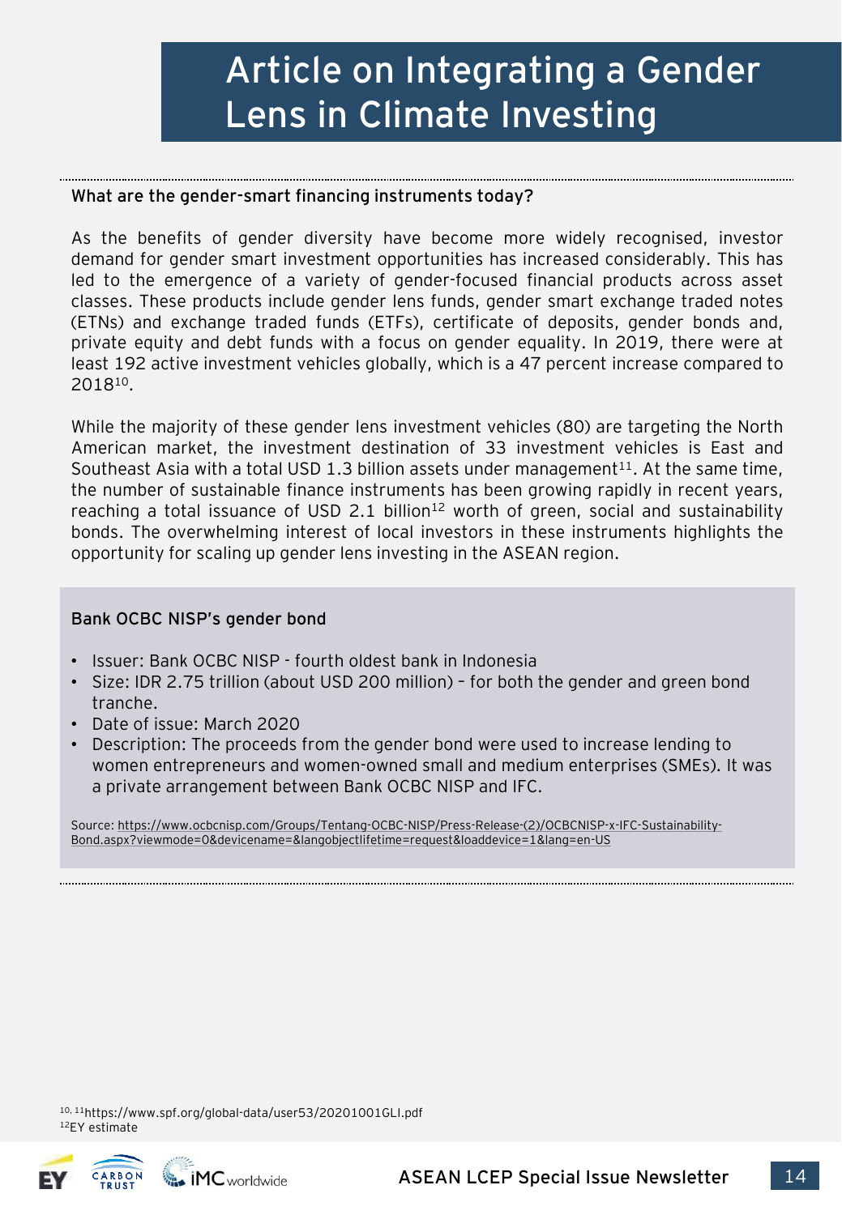# Article on Integrating a Gender Lens in Climate Investing

**What are the gender-smart financing instruments today?**

As the benefits of gender diversity have become more widely recognised, investor demand for gender smart investment opportunities has increased considerably. This has led to the emergence of a variety of gender-focused financial products across asset classes. These products include gender lens funds, gender smart exchange traded notes (ETNs) and exchange traded funds (ETFs), certificate of deposits, gender bonds and, private equity and debt funds with a focus on gender equality. In 2019, there were at least 192 active investment vehicles globally, which is a 47 percent increase compared to 2018[10].

While the majority of these gender lens investment vehicles (80) are targeting the North American market, the investment destination of 33 investment vehicles is East and Southeast Asia with a total USD 1.3 billion assets under management[11]. At the same time, the number of sustainable finance instruments has been growing rapidly in recent years, reaching a total issuance of USD 2.1 billion[12] worth of green, social and sustainability bonds. The overwhelming interest of local investors in these instruments highlights the opportunity for scaling up gender lens investing in the ASEAN region.

**Bank OCBC NISP's gender bond**

- Issuer: Bank OCBC NISP - fourth oldest bank in Indonesia
- Size: IDR 2.75 trillion (about USD 200 million) – for both the gender and green bond tranche.
- Date of issue: March 2020
- Description: The proceeds from the gender bond were used to increase lending to women entrepreneurs and women-owned small and medium enterprises (SMEs). It was a private arrangement between Bank OCBC NISP and IFC.

Source: https://www.ocbcnisp.com/Groups/Tentang-OCBC-NISP/Press-Release-(2)/OCBCNISP-x-IFC-Sustainability-Bond.aspx?viewmode=0&devicename=&langobjectlifetime=request&loaddevice=1&lang=en-US

[10, 11] https://www.spf.org/global-data/user53/20201001GLI.pdf
[12] EY estimate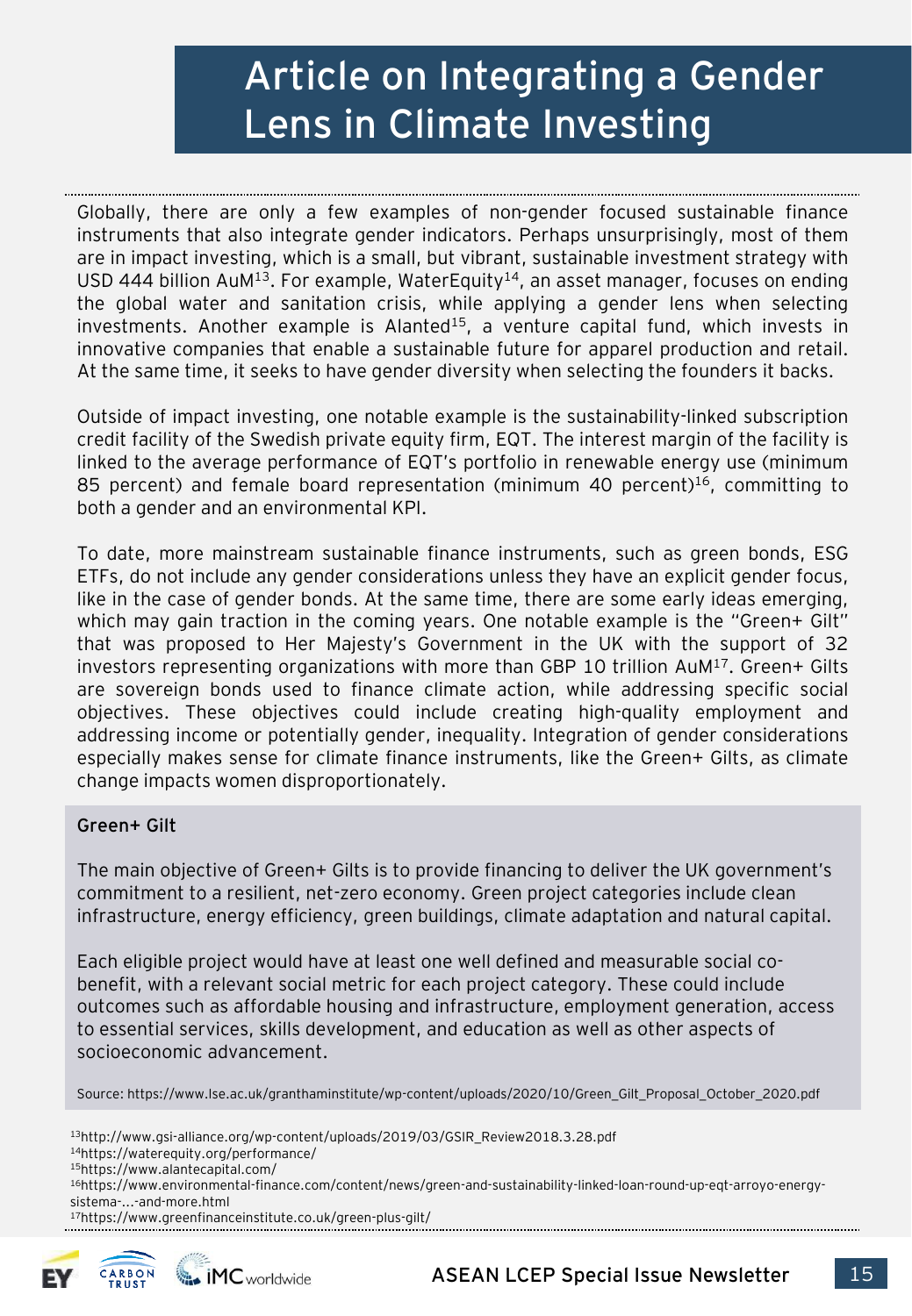# Article on Integrating a Gender Lens in Climate Investing

Globally, there are only a few examples of non-gender focused sustainable finance instruments that also integrate gender indicators. Perhaps unsurprisingly, most of them are in impact investing, which is a small, but vibrant, sustainable investment strategy with USD 444 billion AuM[13]. For example, WaterEquity[14], an asset manager, focuses on ending the global water and sanitation crisis, while applying a gender lens when selecting investments. Another example is Alanted[15], a venture capital fund, which invests in innovative companies that enable a sustainable future for apparel production and retail. At the same time, it seeks to have gender diversity when selecting the founders it backs.

Outside of impact investing, one notable example is the sustainability-linked subscription credit facility of the Swedish private equity firm, EQT. The interest margin of the facility is linked to the average performance of EQT's portfolio in renewable energy use (minimum 85 percent) and female board representation (minimum 40 percent)[16], committing to both a gender and an environmental KPI.

To date, more mainstream sustainable finance instruments, such as green bonds, ESG ETFs, do not include any gender considerations unless they have an explicit gender focus, like in the case of gender bonds. At the same time, there are some early ideas emerging, which may gain traction in the coming years. One notable example is the "Green+ Gilt" that was proposed to Her Majesty's Government in the UK with the support of 32 investors representing organizations with more than GBP 10 trillion AuM[17]. Green+ Gilts are sovereign bonds used to finance climate action, while addressing specific social objectives. These objectives could include creating high-quality employment and addressing income or potentially gender, inequality. Integration of gender considerations especially makes sense for climate finance instruments, like the Green+ Gilts, as climate change impacts women disproportionately.

**Green+ Gilt**

The main objective of Green+ Gilts is to provide financing to deliver the UK government's commitment to a resilient, net-zero economy. Green project categories include clean infrastructure, energy efficiency, green buildings, climate adaptation and natural capital.

Each eligible project would have at least one well defined and measurable social co-benefit, with a relevant social metric for each project category. These could include outcomes such as affordable housing and infrastructure, employment generation, access to essential services, skills development, and education as well as other aspects of socioeconomic advancement.

Source: https://www.lse.ac.uk/granthaminstitute/wp-content/uploads/2020/10/Green_Gilt_Proposal_October_2020.pdf

[13] http://www.gsi-alliance.org/wp-content/uploads/2019/03/GSIR_Review2018.3.28.pdf
[14] https://waterequity.org/performance/
[15] https://www.alantecapital.com/
[16] https://www.environmental-finance.com/content/news/green-and-sustainability-linked-loan-round-up-eqt-arroyo-energy-sistema-...-and-more.html
[17] https://www.greenfinanceinstitute.co.uk/green-plus-gilt/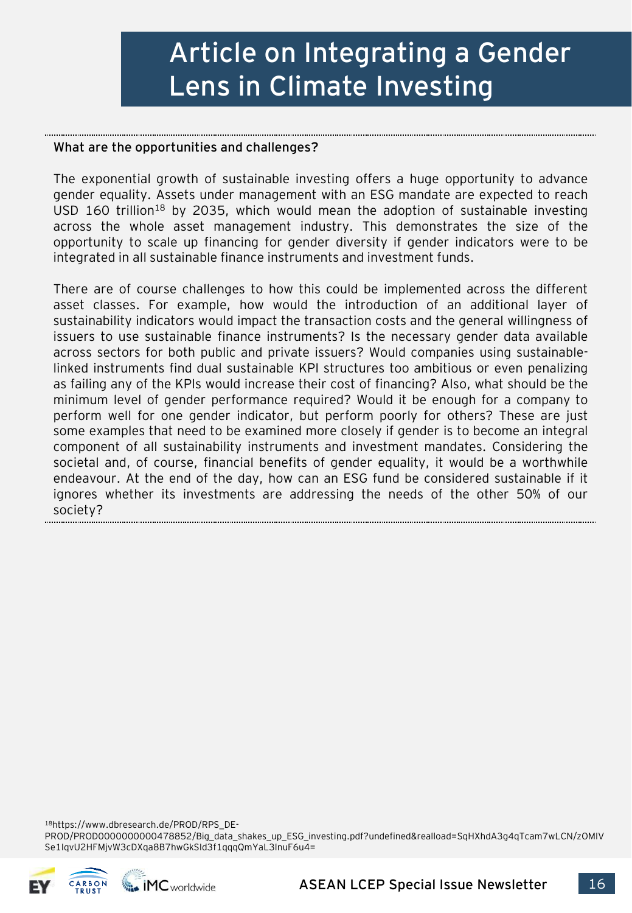# Article on Integrating a Gender Lens in Climate Investing

**What are the opportunities and challenges?**

The exponential growth of sustainable investing offers a huge opportunity to advance gender equality. Assets under management with an ESG mandate are expected to reach USD 160 trillion[18] by 2035, which would mean the adoption of sustainable investing across the whole asset management industry. This demonstrates the size of the opportunity to scale up financing for gender diversity if gender indicators were to be integrated in all sustainable finance instruments and investment funds.

There are of course challenges to how this could be implemented across the different asset classes. For example, how would the introduction of an additional layer of sustainability indicators would impact the transaction costs and the general willingness of issuers to use sustainable finance instruments? Is the necessary gender data available across sectors for both public and private issuers? Would companies using sustainable-linked instruments find dual sustainable KPI structures too ambitious or even penalizing as failing any of the KPIs would increase their cost of financing? Also, what should be the minimum level of gender performance required? Would it be enough for a company to perform well for one gender indicator, but perform poorly for others? These are just some examples that need to be examined more closely if gender is to become an integral component of all sustainability instruments and investment mandates. Considering the societal and, of course, financial benefits of gender equality, it would be a worthwhile endeavour. At the end of the day, how can an ESG fund be considered sustainable if it ignores whether its investments are addressing the needs of the other 50% of our society?

[18]https://www.dbresearch.de/PROD/RPS_DE-PROD/PROD0000000000478852/Big_data_shakes_up_ESG_investing.pdf?undefined&realload=SqHXhdA3g4qTcam7wLCN/zOMlVSe1lqvU2HFMjvW3cDXqa8B7hwGkSld3f1qqqQmYaL3lnuF6u4=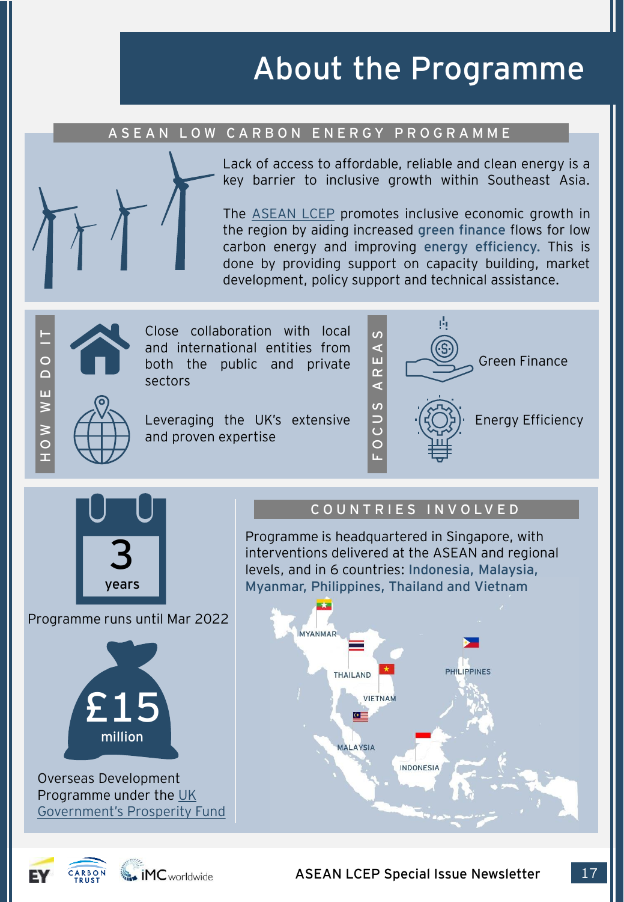# About the Programme

## ASEAN LOW CARBON ENERGY PROGRAMME

Lack of access to affordable, reliable and clean energy is a key barrier to inclusive growth within Southeast Asia.

The ASEAN LCEP promotes inclusive economic growth in the region by aiding increased **green finance** flows for low carbon energy and improving **energy efficiency.** This is done by providing support on capacity building, market development, policy support and technical assistance.

## HOW WE DO IT

- Close collaboration with local and international entities from both the public and private sectors
- Leveraging the UK's extensive and proven expertise

## FOCUS AREAS

- Green Finance
- Energy Efficiency

## 3 years

Programme runs until Mar 2022

## £15 million

Overseas Development Programme under the UK Government's Prosperity Fund

## COUNTRIES INVOLVED

Programme is headquartered in Singapore, with interventions delivered at the ASEAN and regional levels, and in 6 countries: **Indonesia, Malaysia, Myanmar, Philippines, Thailand and Vietnam**

MYANMAR, THAILAND, VIETNAM, PHILIPPINES, MALAYSIA, INDONESIA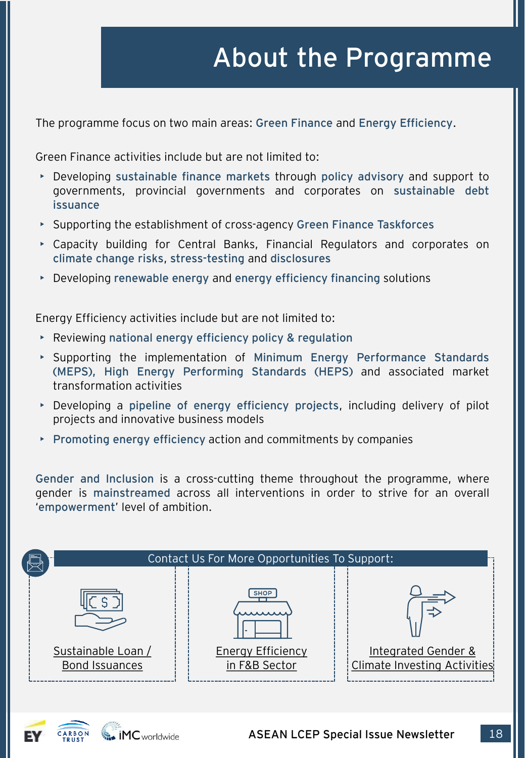# About the Programme

The programme focus on two main areas: Green Finance and Energy Efficiency.

Green Finance activities include but are not limited to:

- Developing sustainable finance markets through policy advisory and support to governments, provincial governments and corporates on sustainable debt issuance
- Supporting the establishment of cross-agency Green Finance Taskforces
- Capacity building for Central Banks, Financial Regulators and corporates on climate change risks, stress-testing and disclosures
- Developing renewable energy and energy efficiency financing solutions

Energy Efficiency activities include but are not limited to:

- Reviewing national energy efficiency policy & regulation
- Supporting the implementation of Minimum Energy Performance Standards (MEPS), High Energy Performing Standards (HEPS) and associated market transformation activities
- Developing a pipeline of energy efficiency projects, including delivery of pilot projects and innovative business models
- Promoting energy efficiency action and commitments by companies

Gender and Inclusion is a cross-cutting theme throughout the programme, where gender is mainstreamed across all interventions in order to strive for an overall 'empowerment' level of ambition.

**Contact Us For More Opportunities To Support:**

- Sustainable Loan / Bond Issuances
- Energy Efficiency in F&B Sector
- Integrated Gender & Climate Investing Activities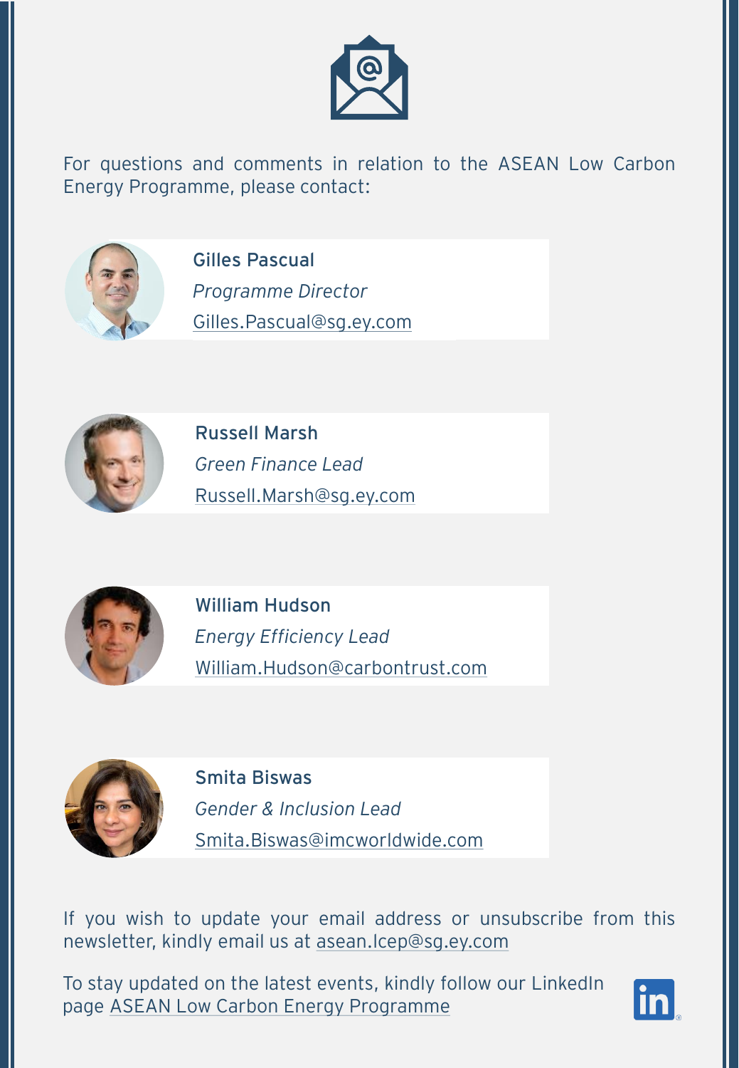For questions and comments in relation to the ASEAN Low Carbon Energy Programme, please contact:

**Gilles Pascual**
*Programme Director*
Gilles.Pascual@sg.ey.com

**Russell Marsh**
*Green Finance Lead*
Russell.Marsh@sg.ey.com

**William Hudson**
*Energy Efficiency Lead*
William.Hudson@carbontrust.com

**Smita Biswas**
*Gender & Inclusion Lead*
Smita.Biswas@imcworldwide.com

If you wish to update your email address or unsubscribe from this newsletter, kindly email us at asean.lcep@sg.ey.com

To stay updated on the latest events, kindly follow our LinkedIn page ASEAN Low Carbon Energy Programme